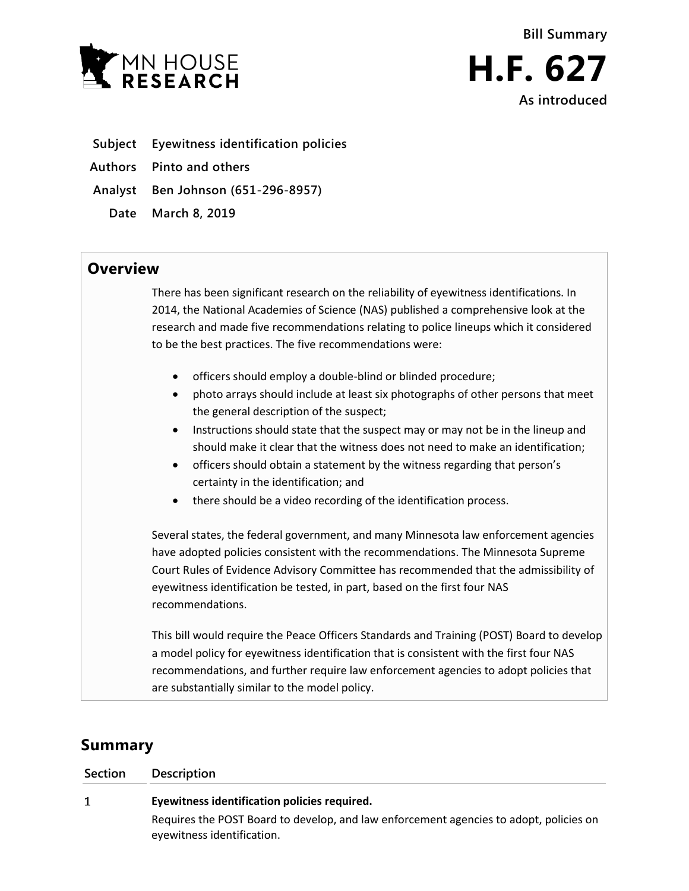MN HOUSE RESEARCH

Bill Summary

# H.F. 627

As introduced

**Subject** Eyewitness identification policies

**Authors** Pinto and others

**Analyst** Ben Johnson (651-296-8957)

**Date** March 8, 2019

## Overview

There has been significant research on the reliability of eyewitness identifications. In 2014, the National Academies of Science (NAS) published a comprehensive look at the research and made five recommendations relating to police lineups which it considered to be the best practices. The five recommendations were:

- officers should employ a double-blind or blinded procedure;
- photo arrays should include at least six photographs of other persons that meet the general description of the suspect;
- Instructions should state that the suspect may or may not be in the lineup and should make it clear that the witness does not need to make an identification;
- officers should obtain a statement by the witness regarding that person's certainty in the identification; and
- there should be a video recording of the identification process.

Several states, the federal government, and many Minnesota law enforcement agencies have adopted policies consistent with the recommendations. The Minnesota Supreme Court Rules of Evidence Advisory Committee has recommended that the admissibility of eyewitness identification be tested, in part, based on the first four NAS recommendations.

This bill would require the Peace Officers Standards and Training (POST) Board to develop a model policy for eyewitness identification that is consistent with the first four NAS recommendations, and further require law enforcement agencies to adopt policies that are substantially similar to the model policy.

## Summary

| Section | Description |
| --- | --- |
| 1 | **Eyewitness identification policies required.**<br>Requires the POST Board to develop, and law enforcement agencies to adopt, policies on eyewitness identification. |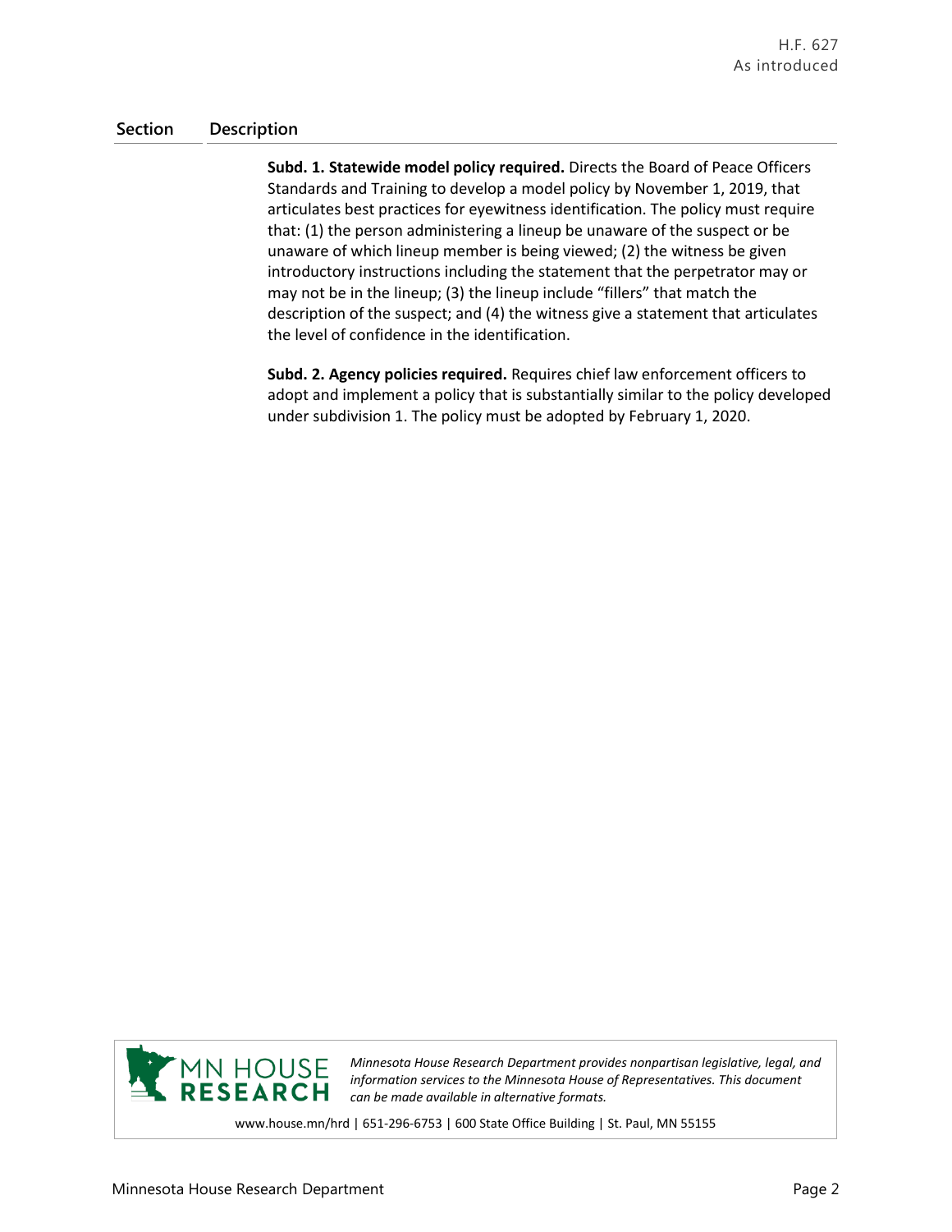| Section | Description |
| --- | --- |
| | **Subd. 1. Statewide model policy required.** Directs the Board of Peace Officers Standards and Training to develop a model policy by November 1, 2019, that articulates best practices for eyewitness identification. The policy must require that: (1) the person administering a lineup be unaware of the suspect or be unaware of which lineup member is being viewed; (2) the witness be given introductory instructions including the statement that the perpetrator may or may not be in the lineup; (3) the lineup include “fillers” that match the description of the suspect; and (4) the witness give a statement that articulates the level of confidence in the identification. |
| | **Subd. 2. Agency policies required.** Requires chief law enforcement officers to adopt and implement a policy that is substantially similar to the policy developed under subdivision 1. The policy must be adopted by February 1, 2020. |

MN HOUSE RESEARCH

*Minnesota House Research Department provides nonpartisan legislative, legal, and information services to the Minnesota House of Representatives. This document can be made available in alternative formats.*

www.house.mn/hrd | 651-296-6753 | 600 State Office Building | St. Paul, MN 55155